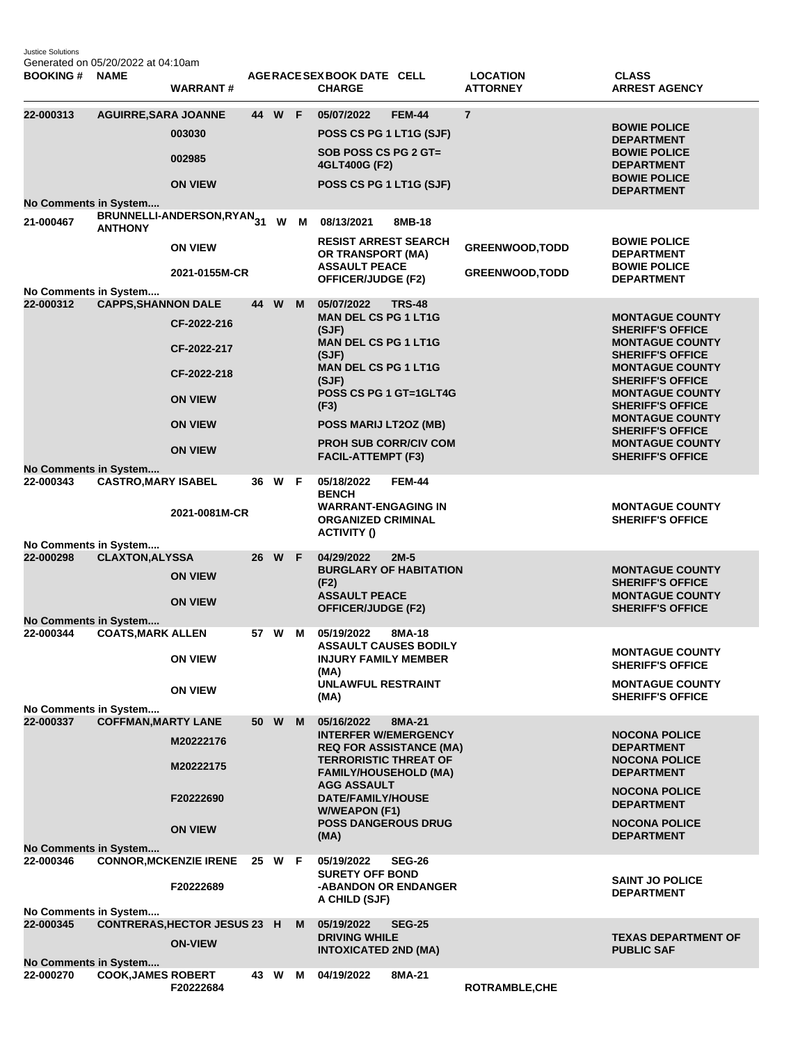Justice Solutions
Generated on 05/20/2022 at 04:10am

| BOOKING # | NAME | WARRANT # | AGE | RACE | SEX | BOOK DATE | CELL | CHARGE | LOCATION | ATTORNEY | CLASS | ARREST AGENCY |
|---|---|---|---|---|---|---|---|---|---|---|---|---|
| 22-000313 | AGUIRRE,SARA JOANNE | | 44 | W | F | 05/07/2022 | FEM-44 | | 7 | | | |
| | | 003030 | | | | | | POSS CS PG 1 LT1G (SJF) | | | | BOWIE POLICE DEPARTMENT |
| | | 002985 | | | | | | SOB POSS CS PG 2 GT= 4GLT400G (F2) | | | | BOWIE POLICE DEPARTMENT |
| | | ON VIEW | | | | | | POSS CS PG 1 LT1G (SJF) | | | | BOWIE POLICE DEPARTMENT |
| No Comments in System.... | | | | | | | | | | | | |
| 21-000467 | BRUNNELLI-ANDERSON,RYAN ANTHONY | | 31 | W | M | 08/13/2021 | 8MB-18 | | | | | |
| | | ON VIEW | | | | | | RESIST ARREST SEARCH OR TRANSPORT (MA) | | GREENWOOD,TODD | | BOWIE POLICE DEPARTMENT |
| | | 2021-0155M-CR | | | | | | ASSAULT PEACE OFFICER/JUDGE (F2) | | GREENWOOD,TODD | | BOWIE POLICE DEPARTMENT |
| No Comments in System.... | | | | | | | | | | | | |
| 22-000312 | CAPPS,SHANNON DALE | | 44 | W | M | 05/07/2022 | TRS-48 | | | | | |
| | | CF-2022-216 | | | | | | MAN DEL CS PG 1 LT1G (SJF) | | | | MONTAGUE COUNTY SHERIFF'S OFFICE |
| | | CF-2022-217 | | | | | | MAN DEL CS PG 1 LT1G (SJF) | | | | MONTAGUE COUNTY SHERIFF'S OFFICE |
| | | CF-2022-218 | | | | | | MAN DEL CS PG 1 LT1G (SJF) | | | | MONTAGUE COUNTY SHERIFF'S OFFICE |
| | | ON VIEW | | | | | | POSS CS PG 1 GT=1GLT4G (F3) | | | | MONTAGUE COUNTY SHERIFF'S OFFICE |
| | | ON VIEW | | | | | | POSS MARIJ LT2OZ (MB) | | | | MONTAGUE COUNTY SHERIFF'S OFFICE |
| | | ON VIEW | | | | | | PROH SUB CORR/CIV COM FACIL-ATTEMPT (F3) | | | | MONTAGUE COUNTY SHERIFF'S OFFICE |
| No Comments in System.... | | | | | | | | | | | | |
| 22-000343 | CASTRO,MARY ISABEL | | 36 | W | F | 05/18/2022 | FEM-44 | | | | | |
| | | 2021-0081M-CR | | | | | | BENCH WARRANT-ENGAGING IN ORGANIZED CRIMINAL ACTIVITY () | | | | MONTAGUE COUNTY SHERIFF'S OFFICE |
| No Comments in System.... | | | | | | | | | | | | |
| 22-000298 | CLAXTON,ALYSSA | | 26 | W | F | 04/29/2022 | 2M-5 | | | | | |
| | | ON VIEW | | | | | | BURGLARY OF HABITATION (F2) | | | | MONTAGUE COUNTY SHERIFF'S OFFICE |
| | | ON VIEW | | | | | | ASSAULT PEACE OFFICER/JUDGE (F2) | | | | MONTAGUE COUNTY SHERIFF'S OFFICE |
| No Comments in System.... | | | | | | | | | | | | |
| 22-000344 | COATS,MARK ALLEN | | 57 | W | M | 05/19/2022 | 8MA-18 | | | | | |
| | | ON VIEW | | | | | | ASSAULT CAUSES BODILY INJURY FAMILY MEMBER (MA) | | | | MONTAGUE COUNTY SHERIFF'S OFFICE |
| | | ON VIEW | | | | | | UNLAWFUL RESTRAINT (MA) | | | | MONTAGUE COUNTY SHERIFF'S OFFICE |
| No Comments in System.... | | | | | | | | | | | | |
| 22-000337 | COFFMAN,MARTY LANE | | 50 | W | M | 05/16/2022 | 8MA-21 | | | | | |
| | | M20222176 | | | | | | INTERFER W/EMERGENCY REQ FOR ASSISTANCE (MA) | | | | NOCONA POLICE DEPARTMENT |
| | | M20222175 | | | | | | TERRORISTIC THREAT OF FAMILY/HOUSEHOLD (MA) | | | | NOCONA POLICE DEPARTMENT |
| | | F20222690 | | | | | | AGG ASSAULT DATE/FAMILY/HOUSE W/WEAPON (F1) | | | | NOCONA POLICE DEPARTMENT |
| | | ON VIEW | | | | | | POSS DANGEROUS DRUG (MA) | | | | NOCONA POLICE DEPARTMENT |
| No Comments in System.... | | | | | | | | | | | | |
| 22-000346 | CONNOR,MCKENZIE IRENE | | 25 | W | F | 05/19/2022 | SEG-26 | | | | | |
| | | F20222689 | | | | | | SURETY OFF BOND -ABANDON OR ENDANGER A CHILD (SJF) | | | | SAINT JO POLICE DEPARTMENT |
| No Comments in System.... | | | | | | | | | | | | |
| 22-000345 | CONTRERAS,HECTOR JESUS | | 23 | H | M | 05/19/2022 | SEG-25 | | | | | |
| | | ON-VIEW | | | | | | DRIVING WHILE INTOXICATED 2ND (MA) | | | | TEXAS DEPARTMENT OF PUBLIC SAF |
| No Comments in System.... | | | | | | | | | | | | |
| 22-000270 | COOK,JAMES ROBERT | F20222684 | 43 | W | M | 04/19/2022 | 8MA-21 | | | ROTRAMBLE,CHE | | |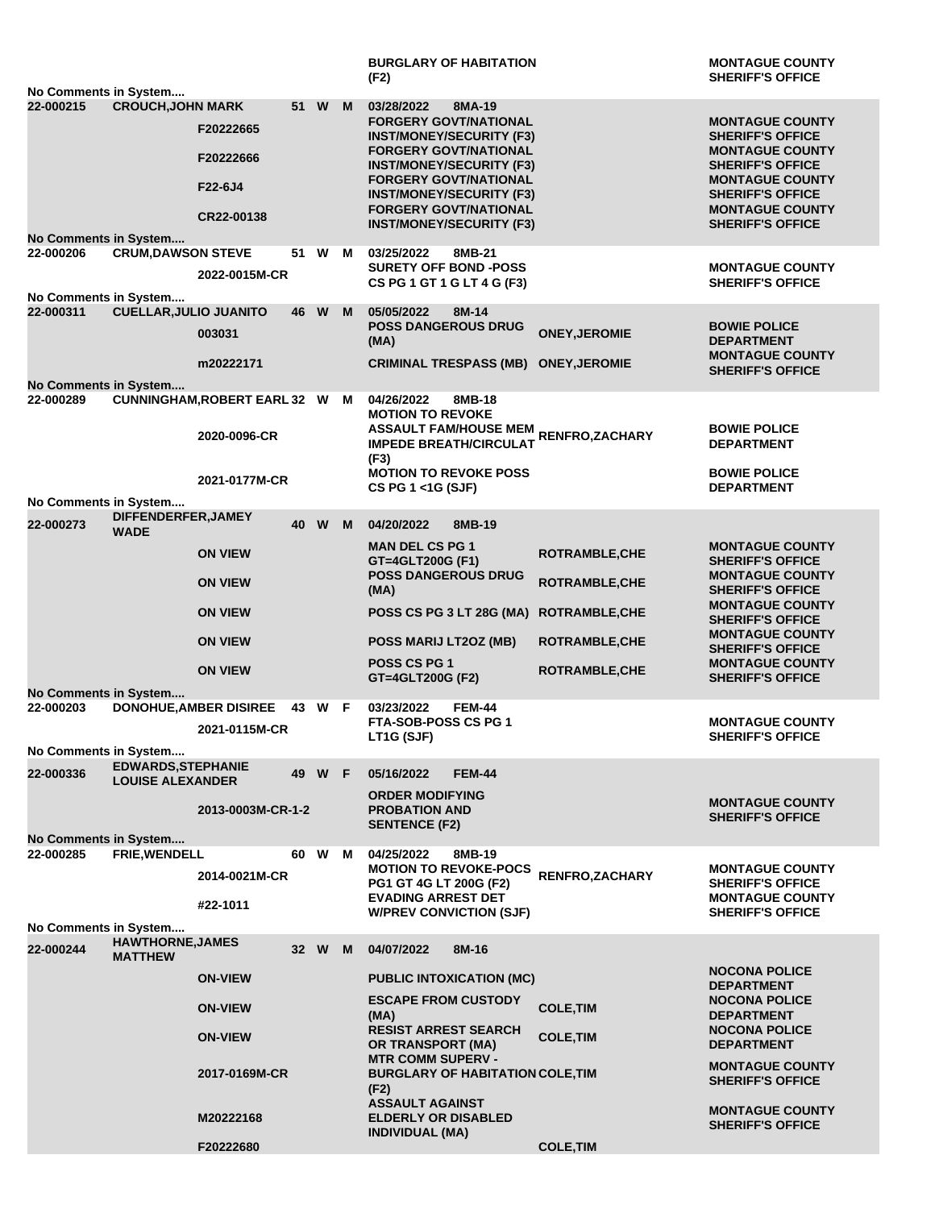| Booking No | Name | Case No | Age | Race | Sex | Date / Charge | Officer | Agency |
|---|---|---|---|---|---|---|---|---|
| | | | | | | BURGLARY OF HABITATION (F2) | | MONTAGUE COUNTY SHERIFF'S OFFICE |
| No Comments in System.... | | | | | | | | |
| 22-000215 | CROUCH,JOHN MARK | | 51 | W | M | 03/28/2022 8MA-19 | | |
| | | F20222665 | | | | FORGERY GOVT/NATIONAL INST/MONEY/SECURITY (F3) | | MONTAGUE COUNTY SHERIFF'S OFFICE |
| | | F20222666 | | | | FORGERY GOVT/NATIONAL INST/MONEY/SECURITY (F3) | | MONTAGUE COUNTY SHERIFF'S OFFICE |
| | | F22-6J4 | | | | FORGERY GOVT/NATIONAL INST/MONEY/SECURITY (F3) | | MONTAGUE COUNTY SHERIFF'S OFFICE |
| | | CR22-00138 | | | | FORGERY GOVT/NATIONAL INST/MONEY/SECURITY (F3) | | MONTAGUE COUNTY SHERIFF'S OFFICE |
| No Comments in System.... | | | | | | | | |
| 22-000206 | CRUM,DAWSON STEVE | | 51 | W | M | 03/25/2022 8MB-21 | | |
| | | 2022-0015M-CR | | | | SURETY OFF BOND -POSS CS PG 1 GT 1 G LT 4 G (F3) | | MONTAGUE COUNTY SHERIFF'S OFFICE |
| No Comments in System.... | | | | | | | | |
| 22-000311 | CUELLAR,JULIO JUANITO | | 46 | W | M | 05/05/2022 8M-14 | | |
| | | 003031 | | | | POSS DANGEROUS DRUG (MA) | ONEY,JEROMIE | BOWIE POLICE DEPARTMENT |
| | | m20222171 | | | | CRIMINAL TRESPASS (MB) | ONEY,JEROMIE | MONTAGUE COUNTY SHERIFF'S OFFICE |
| No Comments in System.... | | | | | | | | |
| 22-000289 | CUNNINGHAM,ROBERT EARL | | 32 | W | M | 04/26/2022 8MB-18 | | |
| | | 2020-0096-CR | | | | MOTION TO REVOKE ASSAULT FAM/HOUSE MEM IMPEDE BREATH/CIRCULAT (F3) | RENFRO,ZACHARY | BOWIE POLICE DEPARTMENT |
| | | 2021-0177M-CR | | | | MOTION TO REVOKE POSS CS PG 1 <1G (SJF) | | BOWIE POLICE DEPARTMENT |
| No Comments in System.... | | | | | | | | |
| 22-000273 | DIFFENDERFER,JAMEY WADE | | 40 | W | M | 04/20/2022 8MB-19 | | |
| | | ON VIEW | | | | MAN DEL CS PG 1 GT=4GLT200G (F1) | ROTRAMBLE,CHE | MONTAGUE COUNTY SHERIFF'S OFFICE |
| | | ON VIEW | | | | POSS DANGEROUS DRUG (MA) | ROTRAMBLE,CHE | MONTAGUE COUNTY SHERIFF'S OFFICE |
| | | ON VIEW | | | | POSS CS PG 3 LT 28G (MA) | ROTRAMBLE,CHE | MONTAGUE COUNTY SHERIFF'S OFFICE |
| | | ON VIEW | | | | POSS MARIJ LT2OZ (MB) | ROTRAMBLE,CHE | MONTAGUE COUNTY SHERIFF'S OFFICE |
| | | ON VIEW | | | | POSS CS PG 1 GT=4GLT200G (F2) | ROTRAMBLE,CHE | MONTAGUE COUNTY SHERIFF'S OFFICE |
| No Comments in System.... | | | | | | | | |
| 22-000203 | DONOHUE,AMBER DISIREE | | 43 | W | F | 03/23/2022 FEM-44 | | |
| | | 2021-0115M-CR | | | | FTA-SOB-POSS CS PG 1 LT1G (SJF) | | MONTAGUE COUNTY SHERIFF'S OFFICE |
| No Comments in System.... | | | | | | | | |
| 22-000336 | EDWARDS,STEPHANIE LOUISE ALEXANDER | | 49 | W | F | 05/16/2022 FEM-44 | | |
| | | 2013-0003M-CR-1-2 | | | | ORDER MODIFYING PROBATION AND SENTENCE (F2) | | MONTAGUE COUNTY SHERIFF'S OFFICE |
| No Comments in System.... | | | | | | | | |
| 22-000285 | FRIE,WENDELL | | 60 | W | M | 04/25/2022 8MB-19 | | |
| | | 2014-0021M-CR | | | | MOTION TO REVOKE-POCS PG1 GT 4G LT 200G (F2) | RENFRO,ZACHARY | MONTAGUE COUNTY SHERIFF'S OFFICE |
| | | #22-1011 | | | | EVADING ARREST DET W/PREV CONVICTION (SJF) | | MONTAGUE COUNTY SHERIFF'S OFFICE |
| No Comments in System.... | | | | | | | | |
| 22-000244 | HAWTHORNE,JAMES MATTHEW | | 32 | W | M | 04/07/2022 8M-16 | | |
| | | ON-VIEW | | | | PUBLIC INTOXICATION (MC) | | NOCONA POLICE DEPARTMENT |
| | | ON-VIEW | | | | ESCAPE FROM CUSTODY (MA) | COLE,TIM | NOCONA POLICE DEPARTMENT |
| | | ON-VIEW | | | | RESIST ARREST SEARCH OR TRANSPORT (MA) | COLE,TIM | NOCONA POLICE DEPARTMENT |
| | | 2017-0169M-CR | | | | MTR COMM SUPERV - BURGLARY OF HABITATION (F2) | COLE,TIM | MONTAGUE COUNTY SHERIFF'S OFFICE |
| | | M20222168 | | | | ASSAULT AGAINST ELDERLY OR DISABLED INDIVIDUAL (MA) | | MONTAGUE COUNTY SHERIFF'S OFFICE |
| | | F20222680 | | | | | COLE,TIM | |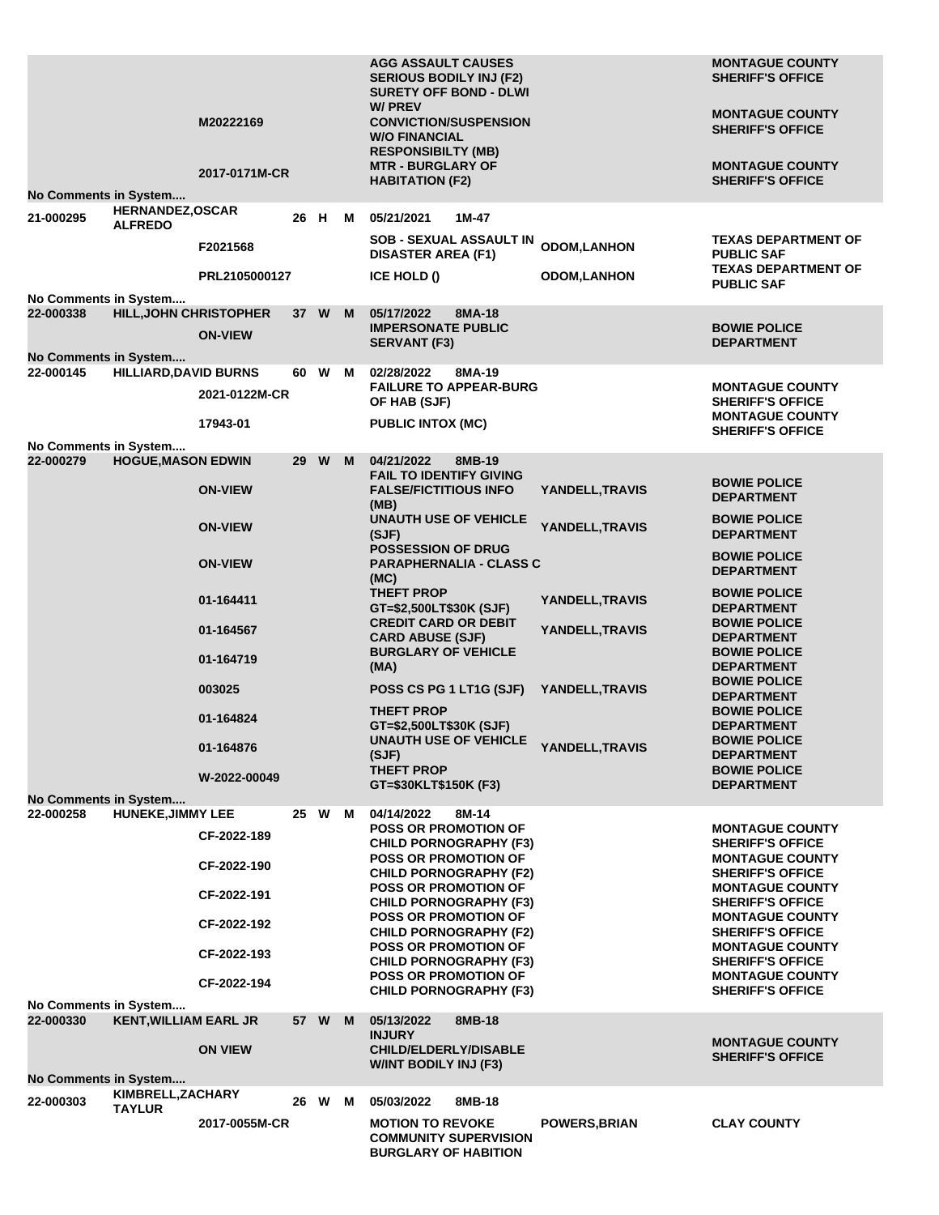| Booking # | Name | Case # | Age | Race | Sex | Date / Charge | Officer | Agency |
|---|---|---|---|---|---|---|---|---|
| | | | | | | AGG ASSAULT CAUSES SERIOUS BODILY INJ (F2) | | MONTAGUE COUNTY SHERIFF'S OFFICE |
| | | M20222169 | | | | SURETY OFF BOND - DLWI W/ PREV CONVICTION/SUSPENSION W/O FINANCIAL RESPONSIBILTY (MB) | | MONTAGUE COUNTY SHERIFF'S OFFICE |
| | | 2017-0171M-CR | | | | MTR - BURGLARY OF HABITATION (F2) | | MONTAGUE COUNTY SHERIFF'S OFFICE |
| No Comments in System.... | | | | | | | | |
| 21-000295 | HERNANDEZ,OSCAR ALFREDO | | 26 | H | M | 05/21/2021 1M-47 | | |
| | | F2021568 | | | | SOB - SEXUAL ASSAULT IN DISASTER AREA (F1) | ODOM,LANHON | TEXAS DEPARTMENT OF PUBLIC SAF |
| | | PRL2105000127 | | | | ICE HOLD () | ODOM,LANHON | TEXAS DEPARTMENT OF PUBLIC SAF |
| No Comments in System.... | | | | | | | | |
| 22-000338 | HILL,JOHN CHRISTOPHER | | 37 | W | M | 05/17/2022 8MA-18 | | |
| | | ON-VIEW | | | | IMPERSONATE PUBLIC SERVANT (F3) | | BOWIE POLICE DEPARTMENT |
| No Comments in System.... | | | | | | | | |
| 22-000145 | HILLIARD,DAVID BURNS | | 60 | W | M | 02/28/2022 8MA-19 | | |
| | | 2021-0122M-CR | | | | FAILURE TO APPEAR-BURG OF HAB (SJF) | | MONTAGUE COUNTY SHERIFF'S OFFICE |
| | | 17943-01 | | | | PUBLIC INTOX (MC) | | MONTAGUE COUNTY SHERIFF'S OFFICE |
| No Comments in System.... | | | | | | | | |
| 22-000279 | HOGUE,MASON EDWIN | | 29 | W | M | 04/21/2022 8MB-19 | | |
| | | ON-VIEW | | | | FAIL TO IDENTIFY GIVING FALSE/FICTITIOUS INFO (MB) | YANDELL,TRAVIS | BOWIE POLICE DEPARTMENT |
| | | ON-VIEW | | | | UNAUTH USE OF VEHICLE (SJF) | YANDELL,TRAVIS | BOWIE POLICE DEPARTMENT |
| | | ON-VIEW | | | | POSSESSION OF DRUG PARAPHERNALIA - CLASS C (MC) | | BOWIE POLICE DEPARTMENT |
| | | 01-164411 | | | | THEFT PROP GT=$2,500LT$30K (SJF) | YANDELL,TRAVIS | BOWIE POLICE DEPARTMENT |
| | | 01-164567 | | | | CREDIT CARD OR DEBIT CARD ABUSE (SJF) | YANDELL,TRAVIS | BOWIE POLICE DEPARTMENT |
| | | 01-164719 | | | | BURGLARY OF VEHICLE (MA) | | BOWIE POLICE DEPARTMENT |
| | | 003025 | | | | POSS CS PG 1 LT1G (SJF) | YANDELL,TRAVIS | BOWIE POLICE DEPARTMENT |
| | | 01-164824 | | | | THEFT PROP GT=$2,500LT$30K (SJF) | | BOWIE POLICE DEPARTMENT |
| | | 01-164876 | | | | UNAUTH USE OF VEHICLE (SJF) | YANDELL,TRAVIS | BOWIE POLICE DEPARTMENT |
| | | W-2022-00049 | | | | THEFT PROP GT=$30KLT$150K (F3) | | BOWIE POLICE DEPARTMENT |
| No Comments in System.... | | | | | | | | |
| 22-000258 | HUNEKE,JIMMY LEE | | 25 | W | M | 04/14/2022 8M-14 | | |
| | | CF-2022-189 | | | | POSS OR PROMOTION OF CHILD PORNOGRAPHY (F3) | | MONTAGUE COUNTY SHERIFF'S OFFICE |
| | | CF-2022-190 | | | | POSS OR PROMOTION OF CHILD PORNOGRAPHY (F2) | | MONTAGUE COUNTY SHERIFF'S OFFICE |
| | | CF-2022-191 | | | | POSS OR PROMOTION OF CHILD PORNOGRAPHY (F3) | | MONTAGUE COUNTY SHERIFF'S OFFICE |
| | | CF-2022-192 | | | | POSS OR PROMOTION OF CHILD PORNOGRAPHY (F2) | | MONTAGUE COUNTY SHERIFF'S OFFICE |
| | | CF-2022-193 | | | | POSS OR PROMOTION OF CHILD PORNOGRAPHY (F3) | | MONTAGUE COUNTY SHERIFF'S OFFICE |
| | | CF-2022-194 | | | | POSS OR PROMOTION OF CHILD PORNOGRAPHY (F3) | | MONTAGUE COUNTY SHERIFF'S OFFICE |
| No Comments in System.... | | | | | | | | |
| 22-000330 | KENT,WILLIAM EARL JR | | 57 | W | M | 05/13/2022 8MB-18 | | |
| | | ON VIEW | | | | INJURY CHILD/ELDERLY/DISABLE W/INT BODILY INJ (F3) | | MONTAGUE COUNTY SHERIFF'S OFFICE |
| No Comments in System.... | | | | | | | | |
| 22-000303 | KIMBRELL,ZACHARY TAYLUR | | 26 | W | M | 05/03/2022 8MB-18 | | |
| | | 2017-0055M-CR | | | | MOTION TO REVOKE COMMUNITY SUPERVISION BURGLARY OF HABITION | POWERS,BRIAN | CLAY COUNTY |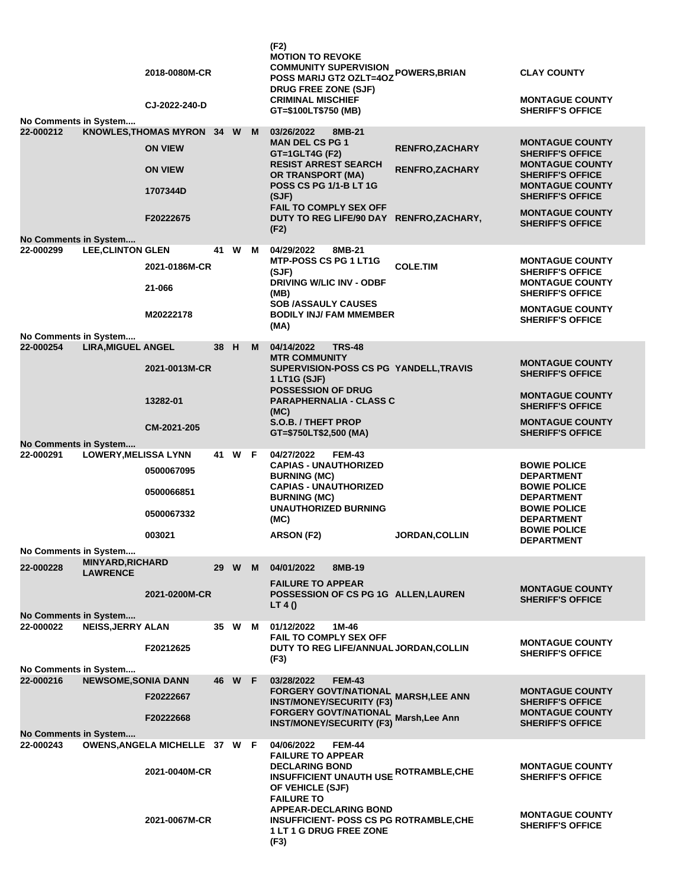| | | | | | | | | |
|---|---|---|---|---|---|---|---|---|
| | | 2018-0080M-CR | | | | (F2) MOTION TO REVOKE COMMUNITY SUPERVISION POSS MARIJ GT2 OZLT=4OZ DRUG FREE ZONE (SJF) | POWERS,BRIAN | CLAY COUNTY |
| | | CJ-2022-240-D | | | | CRIMINAL MISCHIEF GT=$100LT$750 (MB) | | MONTAGUE COUNTY SHERIFF'S OFFICE |
| No Comments in System.... | | | | | | | | |
| 22-000212 | KNOWLES,THOMAS MYRON | | 34 | W | M | 03/26/2022 8MB-21 | | |
| | | ON VIEW | | | | MAN DEL CS PG 1 GT=1GLT4G (F2) | RENFRO,ZACHARY | MONTAGUE COUNTY SHERIFF'S OFFICE |
| | | ON VIEW | | | | RESIST ARREST SEARCH OR TRANSPORT (MA) | RENFRO,ZACHARY | MONTAGUE COUNTY SHERIFF'S OFFICE |
| | | 1707344D | | | | POSS CS PG 1/1-B LT 1G (SJF) | | MONTAGUE COUNTY SHERIFF'S OFFICE |
| | | F20222675 | | | | FAIL TO COMPLY SEX OFF DUTY TO REG LIFE/90 DAY (F2) | RENFRO,ZACHARY, | MONTAGUE COUNTY SHERIFF'S OFFICE |
| No Comments in System.... | | | | | | | | |
| 22-000299 | LEE,CLINTON GLEN | | 41 | W | M | 04/29/2022 8MB-21 | | |
| | | 2021-0186M-CR | | | | MTP-POSS CS PG 1 LT1G (SJF) | COLE.TIM | MONTAGUE COUNTY SHERIFF'S OFFICE |
| | | 21-066 | | | | DRIVING W/LIC INV - ODBF (MB) | | MONTAGUE COUNTY SHERIFF'S OFFICE |
| | | M20222178 | | | | SOB /ASSAULY CAUSES BODILY INJ/ FAM MMEMBER (MA) | | MONTAGUE COUNTY SHERIFF'S OFFICE |
| No Comments in System.... | | | | | | | | |
| 22-000254 | LIRA,MIGUEL ANGEL | | 38 | H | M | 04/14/2022 TRS-48 | | |
| | | 2021-0013M-CR | | | | MTR COMMUNITY SUPERVISION-POSS CS PG 1 LT1G (SJF) | YANDELL,TRAVIS | MONTAGUE COUNTY SHERIFF'S OFFICE |
| | | 13282-01 | | | | POSSESSION OF DRUG PARAPHERNALIA - CLASS C (MC) | | MONTAGUE COUNTY SHERIFF'S OFFICE |
| | | CM-2021-205 | | | | S.O.B. / THEFT PROP GT=$750LT$2,500 (MA) | | MONTAGUE COUNTY SHERIFF'S OFFICE |
| No Comments in System.... | | | | | | | | |
| 22-000291 | LOWERY,MELISSA LYNN | | 41 | W | F | 04/27/2022 FEM-43 | | |
| | | 0500067095 | | | | CAPIAS - UNAUTHORIZED BURNING (MC) | | BOWIE POLICE DEPARTMENT |
| | | 0500066851 | | | | CAPIAS - UNAUTHORIZED BURNING (MC) | | BOWIE POLICE DEPARTMENT |
| | | 0500067332 | | | | UNAUTHORIZED BURNING (MC) | | BOWIE POLICE DEPARTMENT |
| | | 003021 | | | | ARSON (F2) | JORDAN,COLLIN | BOWIE POLICE DEPARTMENT |
| No Comments in System.... | | | | | | | | |
| 22-000228 | MINYARD,RICHARD LAWRENCE | | 29 | W | M | 04/01/2022 8MB-19 | | |
| | | 2021-0200M-CR | | | | FAILURE TO APPEAR POSSESSION OF CS PG 1G LT 4 () | ALLEN,LAUREN | MONTAGUE COUNTY SHERIFF'S OFFICE |
| No Comments in System.... | | | | | | | | |
| 22-000022 | NEISS,JERRY ALAN | | 35 | W | M | 01/12/2022 1M-46 | | |
| | | F20212625 | | | | FAIL TO COMPLY SEX OFF DUTY TO REG LIFE/ANNUAL (F3) | JORDAN,COLLIN | MONTAGUE COUNTY SHERIFF'S OFFICE |
| No Comments in System.... | | | | | | | | |
| 22-000216 | NEWSOME,SONIA DANN | | 46 | W | F | 03/28/2022 FEM-43 | | |
| | | F20222667 | | | | FORGERY GOVT/NATIONAL INST/MONEY/SECURITY (F3) | MARSH,LEE ANN | MONTAGUE COUNTY SHERIFF'S OFFICE |
| | | F20222668 | | | | FORGERY GOVT/NATIONAL INST/MONEY/SECURITY (F3) | Marsh,Lee Ann | MONTAGUE COUNTY SHERIFF'S OFFICE |
| No Comments in System.... | | | | | | | | |
| 22-000243 | OWENS,ANGELA MICHELLE | | 37 | W | F | 04/06/2022 FEM-44 | | |
| | | 2021-0040M-CR | | | | FAILURE TO APPEAR DECLARING BOND INSUFFICIENT UNAUTH USE OF VEHICLE (SJF) | ROTRAMBLE,CHE | MONTAGUE COUNTY SHERIFF'S OFFICE |
| | | 2021-0067M-CR | | | | FAILURE TO APPEAR-DECLARING BOND INSUFFICIENT- POSS CS PG 1 LT 1 G DRUG FREE ZONE (F3) | ROTRAMBLE,CHE | MONTAGUE COUNTY SHERIFF'S OFFICE |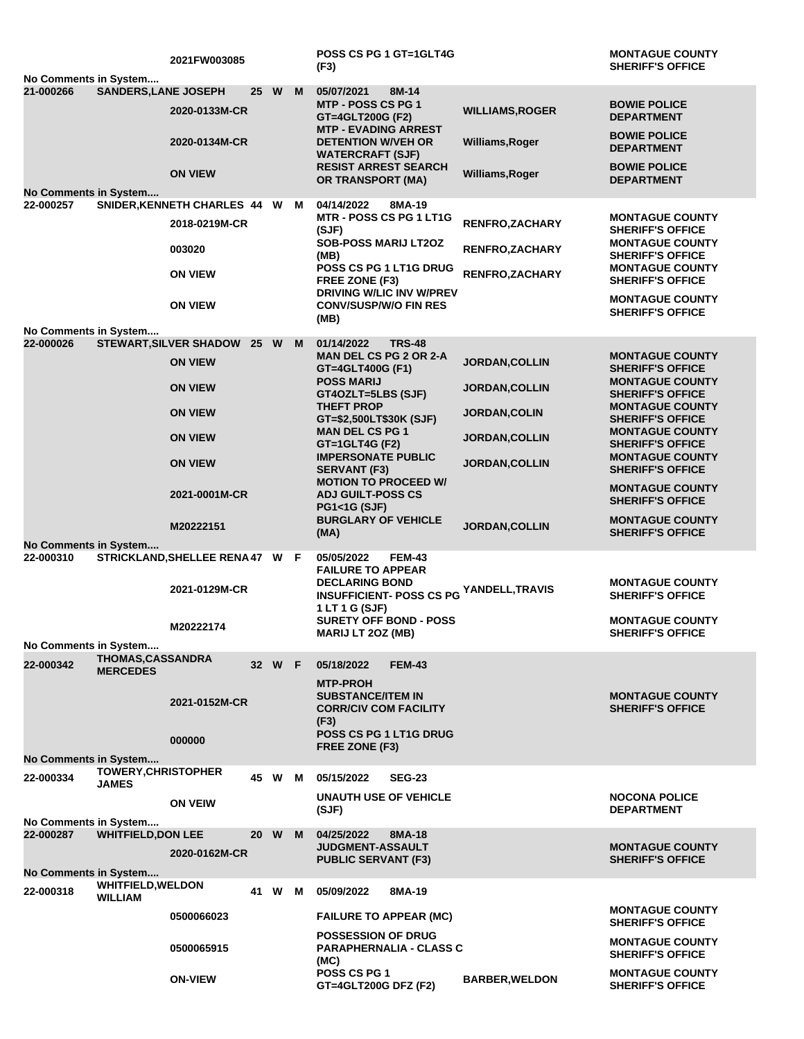| Booking # | Name | Warrant/Case # | Age | Race | Sex | Date / Cell / Charge | Officer | Agency |
|---|---|---|---|---|---|---|---|---|
| | | 2021FW003085 | | | | POSS CS PG 1 GT=1GLT4G (F3) | | MONTAGUE COUNTY SHERIFF'S OFFICE |
| No Comments in System.... | | | | | | | | |
| 21-000266 | SANDERS,LANE JOSEPH | | 25 | W | M | 05/07/2021 8M-14 | | |
| | | 2020-0133M-CR | | | | MTP - POSS CS PG 1 GT=4GLT200G (F2) | WILLIAMS,ROGER | BOWIE POLICE DEPARTMENT |
| | | 2020-0134M-CR | | | | MTP - EVADING ARREST DETENTION W/VEH OR WATERCRAFT (SJF) | Williams,Roger | BOWIE POLICE DEPARTMENT |
| | | ON VIEW | | | | RESIST ARREST SEARCH OR TRANSPORT (MA) | Williams,Roger | BOWIE POLICE DEPARTMENT |
| No Comments in System.... | | | | | | | | |
| 22-000257 | SNIDER,KENNETH CHARLES | | 44 | W | M | 04/14/2022 8MA-19 | | |
| | | 2018-0219M-CR | | | | MTR - POSS CS PG 1 LT1G (SJF) | RENFRO,ZACHARY | MONTAGUE COUNTY SHERIFF'S OFFICE |
| | | 003020 | | | | SOB-POSS MARIJ LT2OZ (MB) | RENFRO,ZACHARY | MONTAGUE COUNTY SHERIFF'S OFFICE |
| | | ON VIEW | | | | POSS CS PG 1 LT1G DRUG FREE ZONE (F3) | RENFRO,ZACHARY | MONTAGUE COUNTY SHERIFF'S OFFICE |
| | | ON VIEW | | | | DRIVING W/LIC INV W/PREV CONV/SUSP/W/O FIN RES (MB) | | MONTAGUE COUNTY SHERIFF'S OFFICE |
| No Comments in System.... | | | | | | | | |
| 22-000026 | STEWART,SILVER SHADOW | | 25 | W | M | 01/14/2022 TRS-48 | | |
| | | ON VIEW | | | | MAN DEL CS PG 2 OR 2-A GT=4GLT400G (F1) | JORDAN,COLLIN | MONTAGUE COUNTY SHERIFF'S OFFICE |
| | | ON VIEW | | | | POSS MARIJ GT4OZLT=5LBS (SJF) | JORDAN,COLLIN | MONTAGUE COUNTY SHERIFF'S OFFICE |
| | | ON VIEW | | | | THEFT PROP GT=$2,500LT$30K (SJF) | JORDAN,COLIN | MONTAGUE COUNTY SHERIFF'S OFFICE |
| | | ON VIEW | | | | MAN DEL CS PG 1 GT=1GLT4G (F2) | JORDAN,COLLIN | MONTAGUE COUNTY SHERIFF'S OFFICE |
| | | ON VIEW | | | | IMPERSONATE PUBLIC SERVANT (F3) | JORDAN,COLLIN | MONTAGUE COUNTY SHERIFF'S OFFICE |
| | | 2021-0001M-CR | | | | MOTION TO PROCEED W/ ADJ GUILT-POSS CS PG1<1G (SJF) | | MONTAGUE COUNTY SHERIFF'S OFFICE |
| | | M20222151 | | | | BURGLARY OF VEHICLE (MA) | JORDAN,COLLIN | MONTAGUE COUNTY SHERIFF'S OFFICE |
| No Comments in System.... | | | | | | | | |
| 22-000310 | STRICKLAND,SHELLEE RENA | | 47 | W | F | 05/05/2022 FEM-43 | | |
| | | 2021-0129M-CR | | | | FAILURE TO APPEAR DECLARING BOND INSUFFICIENT- POSS CS PG 1 LT 1 G (SJF) | YANDELL,TRAVIS | MONTAGUE COUNTY SHERIFF'S OFFICE |
| | | M20222174 | | | | SURETY OFF BOND - POSS MARIJ LT 2OZ (MB) | | MONTAGUE COUNTY SHERIFF'S OFFICE |
| No Comments in System.... | | | | | | | | |
| 22-000342 | THOMAS,CASSANDRA MERCEDES | | 32 | W | F | 05/18/2022 FEM-43 | | |
| | | 2021-0152M-CR | | | | MTP-PROH SUBSTANCE/ITEM IN CORR/CIV COM FACILITY (F3) | | MONTAGUE COUNTY SHERIFF'S OFFICE |
| | | 000000 | | | | POSS CS PG 1 LT1G DRUG FREE ZONE (F3) | | |
| No Comments in System.... | | | | | | | | |
| 22-000334 | TOWERY,CHRISTOPHER JAMES | | 45 | W | M | 05/15/2022 SEG-23 | | |
| | | ON VEIW | | | | UNAUTH USE OF VEHICLE (SJF) | | NOCONA POLICE DEPARTMENT |
| No Comments in System.... | | | | | | | | |
| 22-000287 | WHITFIELD,DON LEE | | 20 | W | M | 04/25/2022 8MA-18 | | |
| | | 2020-0162M-CR | | | | JUDGMENT-ASSAULT PUBLIC SERVANT (F3) | | MONTAGUE COUNTY SHERIFF'S OFFICE |
| No Comments in System.... | | | | | | | | |
| 22-000318 | WHITFIELD,WELDON WILLIAM | | 41 | W | M | 05/09/2022 8MA-19 | | |
| | | 0500066023 | | | | FAILURE TO APPEAR (MC) | | MONTAGUE COUNTY SHERIFF'S OFFICE |
| | | 0500065915 | | | | POSSESSION OF DRUG PARAPHERNALIA - CLASS C (MC) | | MONTAGUE COUNTY SHERIFF'S OFFICE |
| | | ON-VIEW | | | | POSS CS PG 1 GT=4GLT200G DFZ (F2) | BARBER,WELDON | MONTAGUE COUNTY SHERIFF'S OFFICE |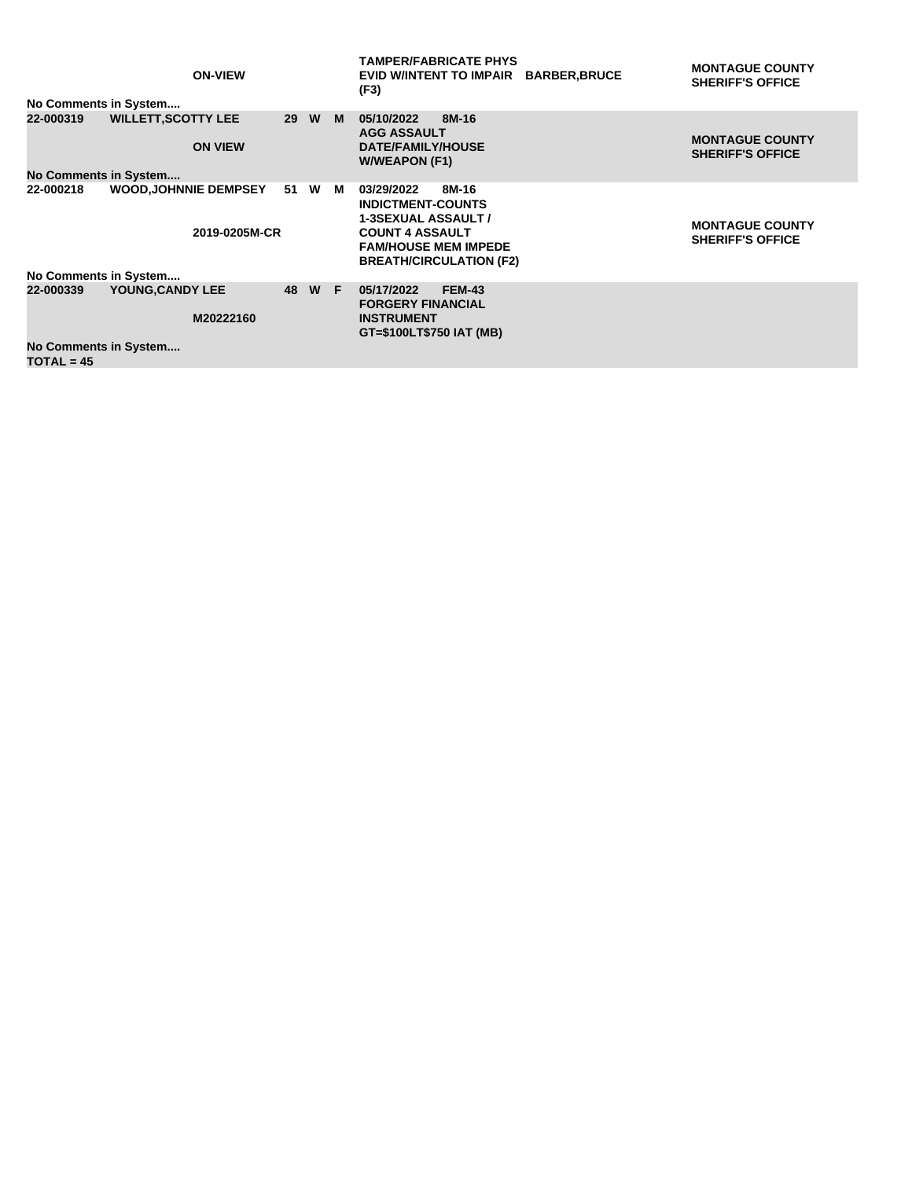| | | | | | | | |
|---|---|---|---|---|---|---|---|
| | ON-VIEW | | | | TAMPER/FABRICATE PHYS EVID W/INTENT TO IMPAIR (F3) | BARBER,BRUCE | MONTAGUE COUNTY SHERIFF'S OFFICE |
| No Comments in System.... | | | | | | | |
| 22-000319 | WILLETT,SCOTTY LEE<br>ON VIEW | 29 | W | M | 05/10/2022 8M-16<br>AGG ASSAULT DATE/FAMILY/HOUSE W/WEAPON (F1) | | MONTAGUE COUNTY SHERIFF'S OFFICE |
| No Comments in System.... | | | | | | | |
| 22-000218 | WOOD,JOHNNIE DEMPSEY<br>2019-0205M-CR | 51 | W | M | 03/29/2022 8M-16<br>INDICTMENT-COUNTS 1-3SEXUAL ASSAULT / COUNT 4 ASSAULT FAM/HOUSE MEM IMPEDE BREATH/CIRCULATION (F2) | | MONTAGUE COUNTY SHERIFF'S OFFICE |
| No Comments in System.... | | | | | | | |
| 22-000339 | YOUNG,CANDY LEE<br>M20222160 | 48 | W | F | 05/17/2022 FEM-43<br>FORGERY FINANCIAL INSTRUMENT GT=$100LT$750 IAT (MB) | | |
| No Comments in System.... | | | | | | | |
| TOTAL = 45 | | | | | | | |